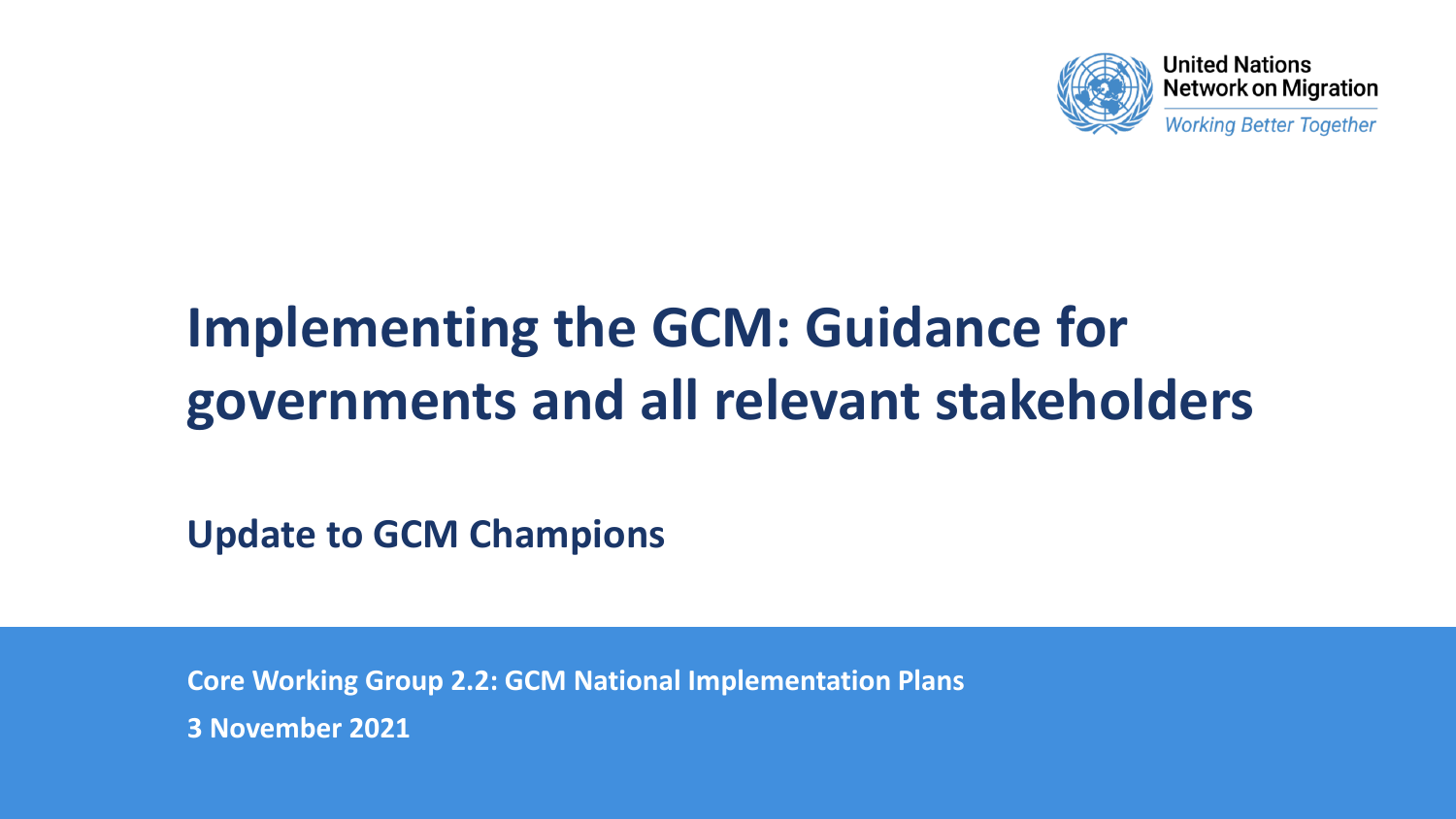United Nations Network on Migration

*Working Better Together*

# Implementing the GCM: Guidance for governments and all relevant stakeholders

## Update to GCM Champions

**Core Working Group 2.2: GCM National Implementation Plans**

**3 November 2021**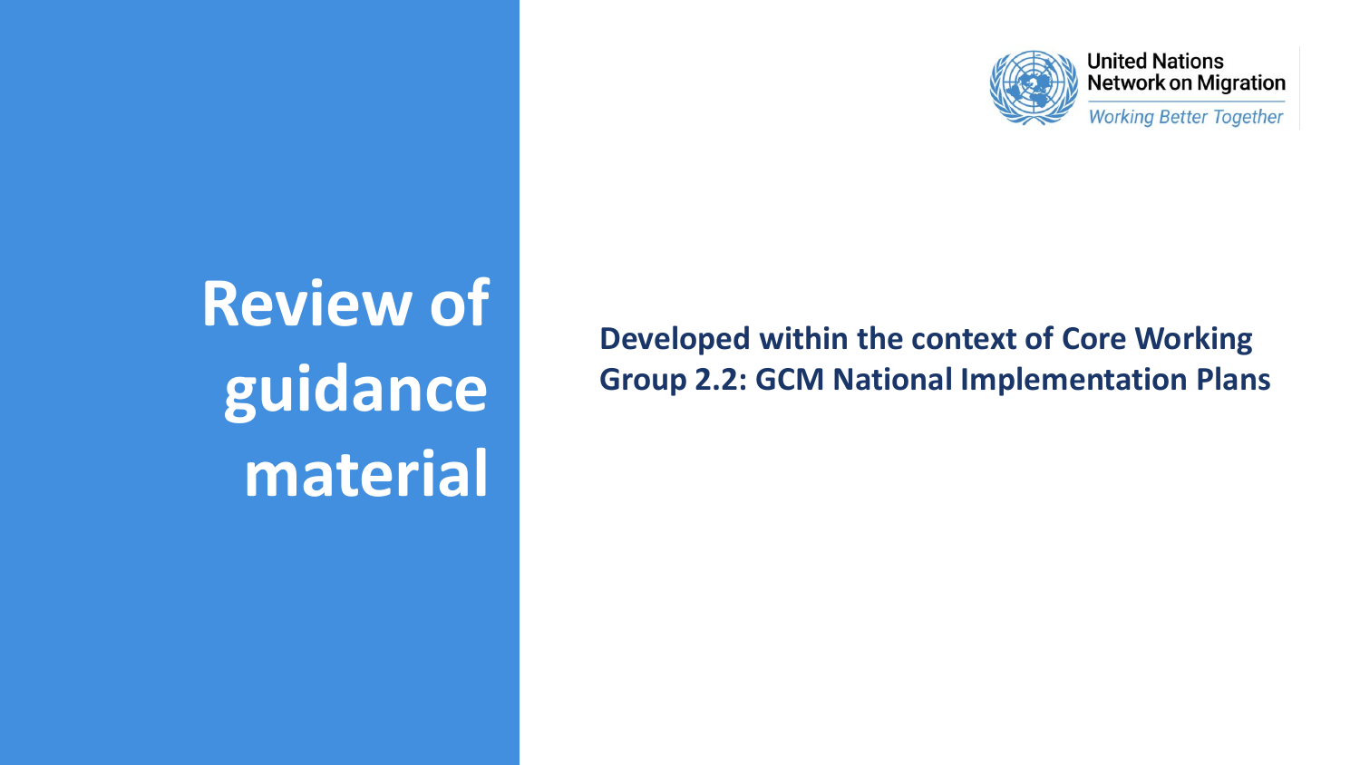United Nations Network on Migration

*Working Better Together*

# Review of guidance material

**Developed within the context of Core Working Group 2.2: GCM National Implementation Plans**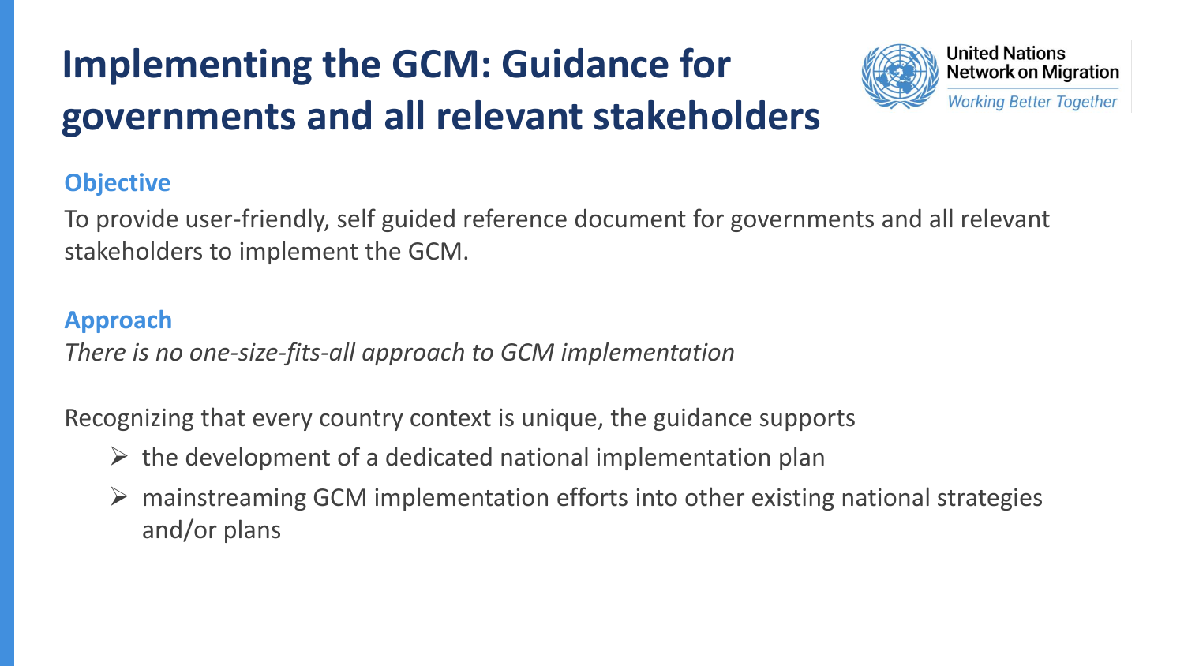# Implementing the GCM: Guidance for governments and all relevant stakeholders

United Nations Network on Migration

*Working Better Together*

## Objective

To provide user-friendly, self guided reference document for governments and all relevant stakeholders to implement the GCM.

## Approach

*There is no one-size-fits-all approach to GCM implementation*

Recognizing that every country context is unique, the guidance supports

- the development of a dedicated national implementation plan
- mainstreaming GCM implementation efforts into other existing national strategies and/or plans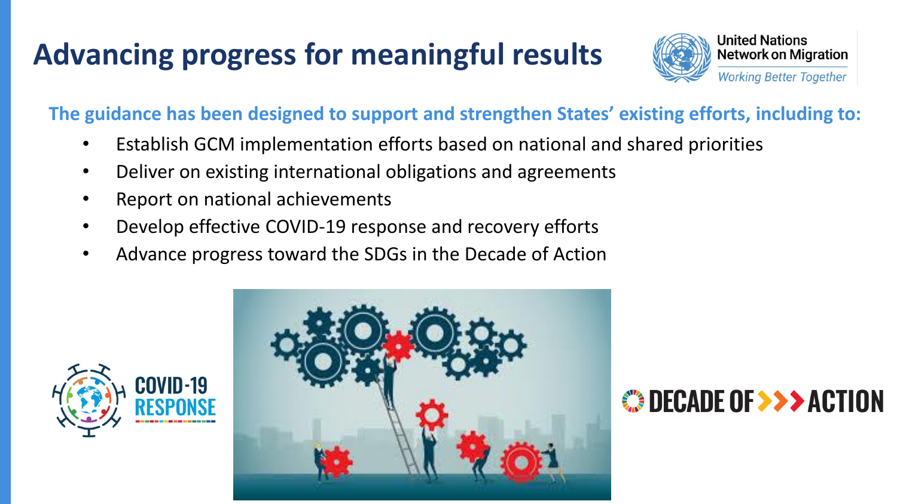# Advancing progress for meaningful results

**The guidance has been designed to support and strengthen States' existing efforts, including to:**

- Establish GCM implementation efforts based on national and shared priorities
- Deliver on existing international obligations and agreements
- Report on national achievements
- Develop effective COVID-19 response and recovery efforts
- Advance progress toward the SDGs in the Decade of Action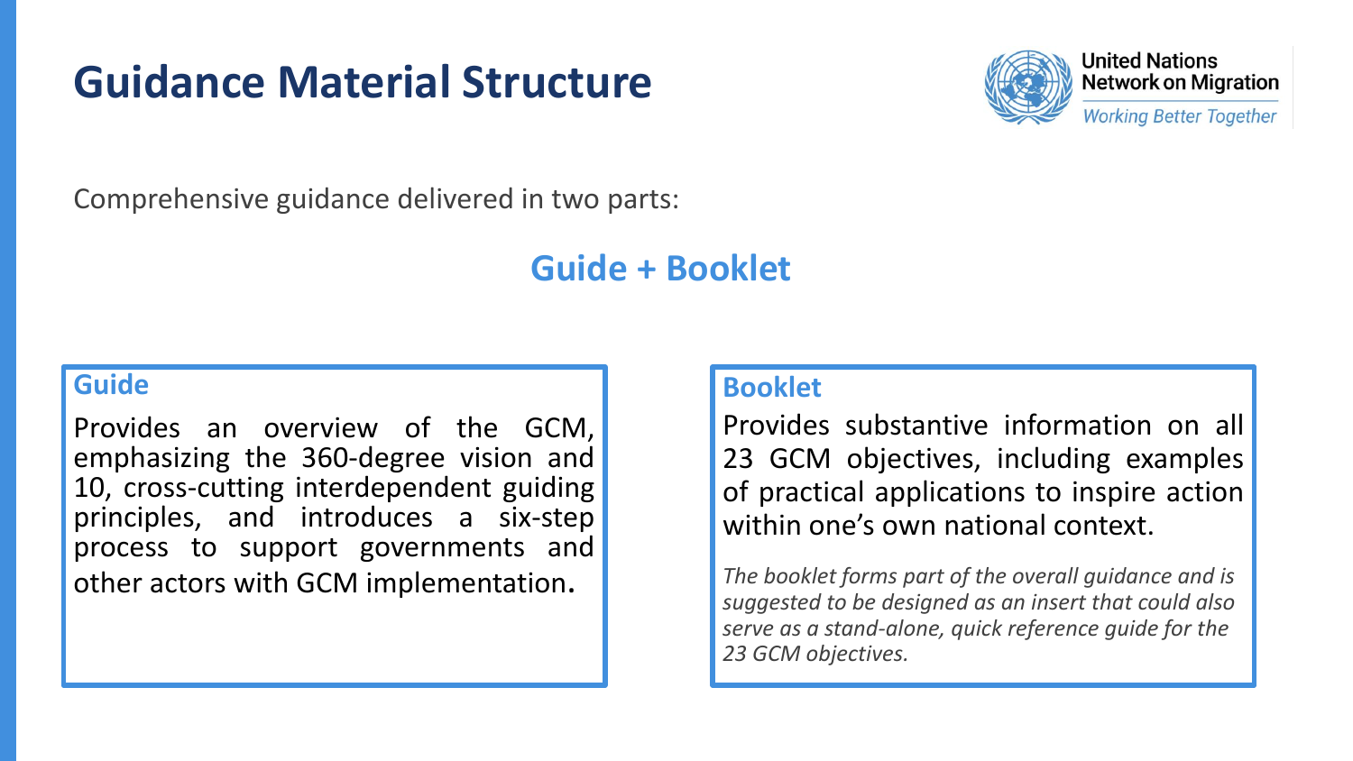# Guidance Material Structure

United Nations
Network on Migration
*Working Better Together*

Comprehensive guidance delivered in two parts:

## Guide + Booklet

### Guide

Provides an overview of the GCM, emphasizing the 360-degree vision and 10, cross-cutting interdependent guiding principles, and introduces a six-step process to support governments and other actors with GCM implementation.

### Booklet

Provides substantive information on all 23 GCM objectives, including examples of practical applications to inspire action within one's own national context.

*The booklet forms part of the overall guidance and is suggested to be designed as an insert that could also serve as a stand-alone, quick reference guide for the 23 GCM objectives.*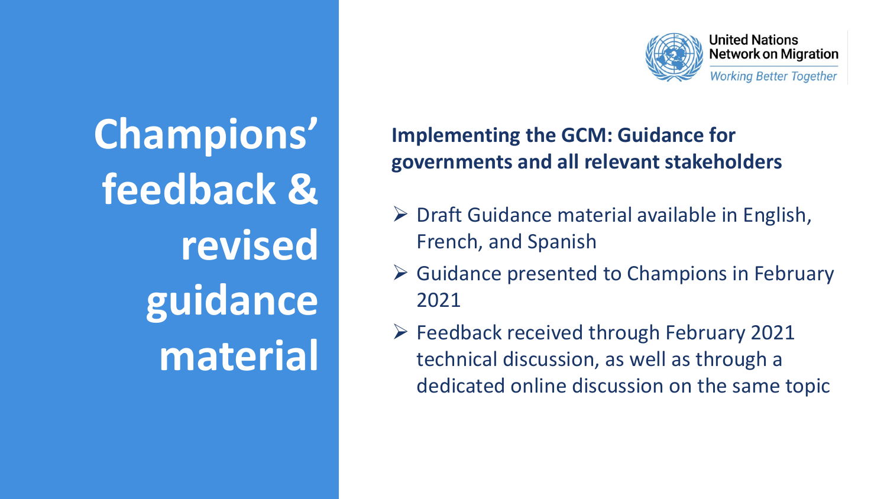# Champions' feedback & revised guidance material

United Nations Network on Migration

*Working Better Together*

**Implementing the GCM: Guidance for governments and all relevant stakeholders**

- Draft Guidance material available in English, French, and Spanish
- Guidance presented to Champions in February 2021
- Feedback received through February 2021 technical discussion, as well as through a dedicated online discussion on the same topic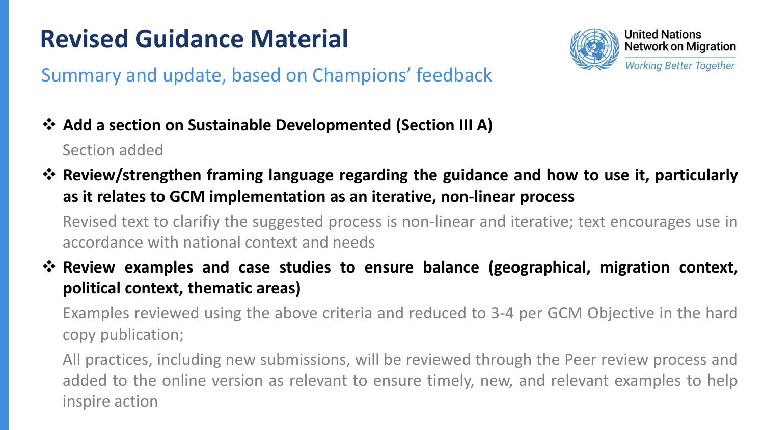# Revised Guidance Material

## Summary and update, based on Champions' feedback

United Nations Network on Migration
*Working Better Together*

- **Add a section on Sustainable Developmented (Section III A)**

  Section added

- **Review/strengthen framing language regarding the guidance and how to use it, particularly as it relates to GCM implementation as an iterative, non-linear process**

  Revised text to clarifiy the suggested process is non-linear and iterative; text encourages use in accordance with national context and needs

- **Review examples and case studies to ensure balance (geographical, migration context, political context, thematic areas)**

  Examples reviewed using the above criteria and reduced to 3-4 per GCM Objective in the hard copy publication;

  All practices, including new submissions, will be reviewed through the Peer review process and added to the online version as relevant to ensure timely, new, and relevant examples to help inspire action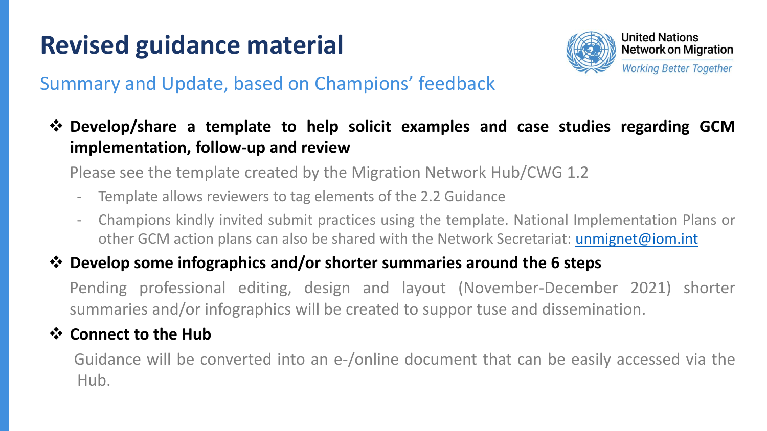# Revised guidance material

## Summary and Update, based on Champions' feedback

- **Develop/share a template to help solicit examples and case studies regarding GCM implementation, follow-up and review**

  Please see the template created by the Migration Network Hub/CWG 1.2

  - Template allows reviewers to tag elements of the 2.2 Guidance
  - Champions kindly invited submit practices using the template. National Implementation Plans or other GCM action plans can also be shared with the Network Secretariat: unmignet@iom.int

- **Develop some infographics and/or shorter summaries around the 6 steps**

  Pending professional editing, design and layout (November-December 2021) shorter summaries and/or infographics will be created to suppor tuse and dissemination.

- **Connect to the Hub**

  Guidance will be converted into an e-/online document that can be easily accessed via the Hub.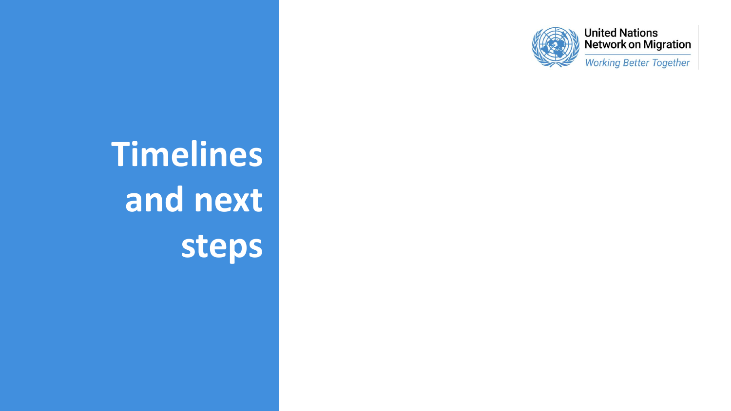# Timelines and next steps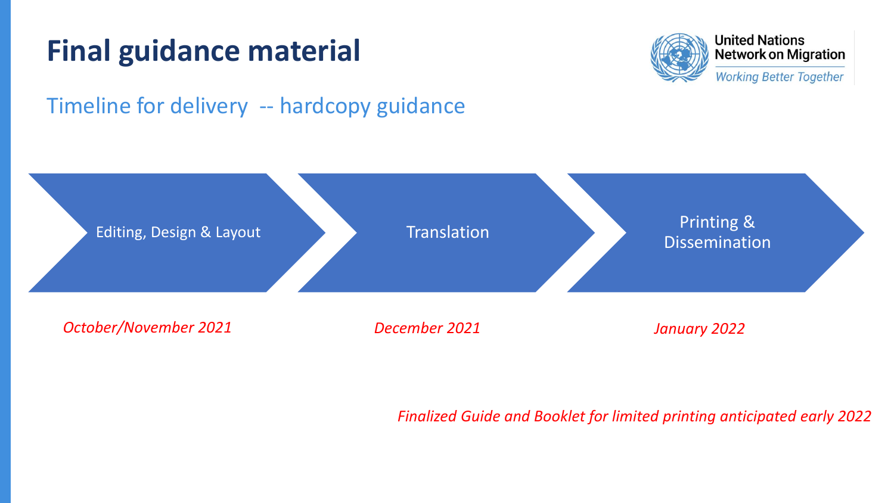# Final guidance material

United Nations Network on Migration
*Working Better Together*

## Timeline for delivery -- hardcopy guidance

| Editing, Design & Layout | Translation | Printing & Dissemination |
| --- | --- | --- |
| *October/November 2021* | *December 2021* | *January 2022* |

*Finalized Guide and Booklet for limited printing anticipated early 2022*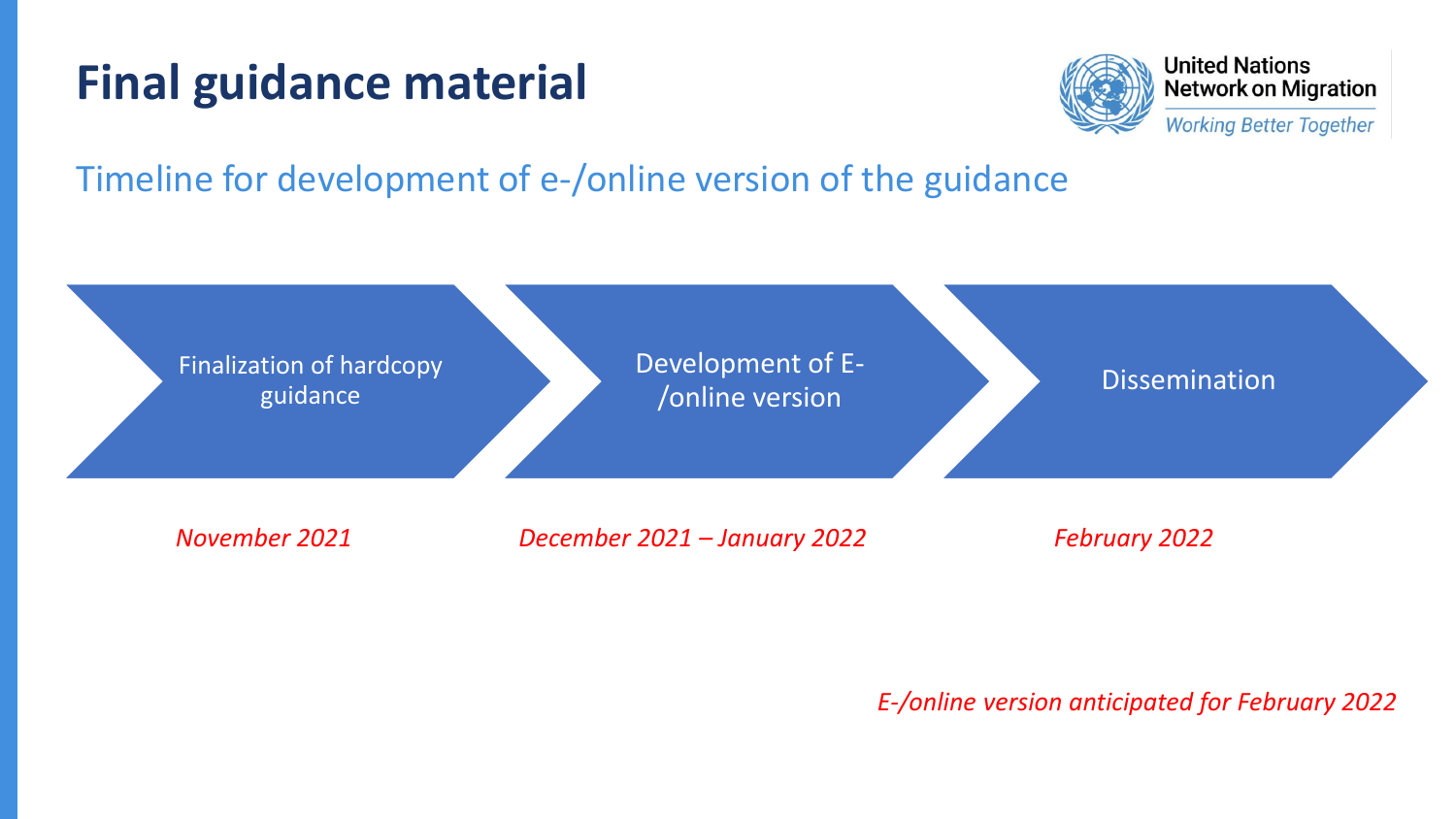# Final guidance material

United Nations Network on Migration
*Working Better Together*

## Timeline for development of e-/online version of the guidance

| Finalization of hardcopy guidance | Development of E-/online version | Dissemination |
|---|---|---|
| *November 2021* | *December 2021 – January 2022* | *February 2022* |

*E-/online version anticipated for February 2022*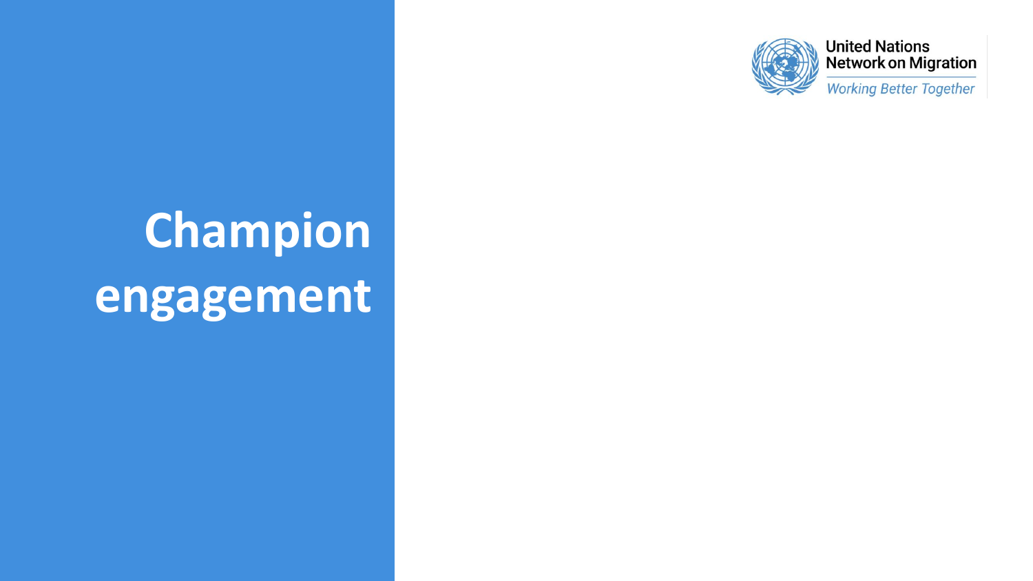# Champion engagement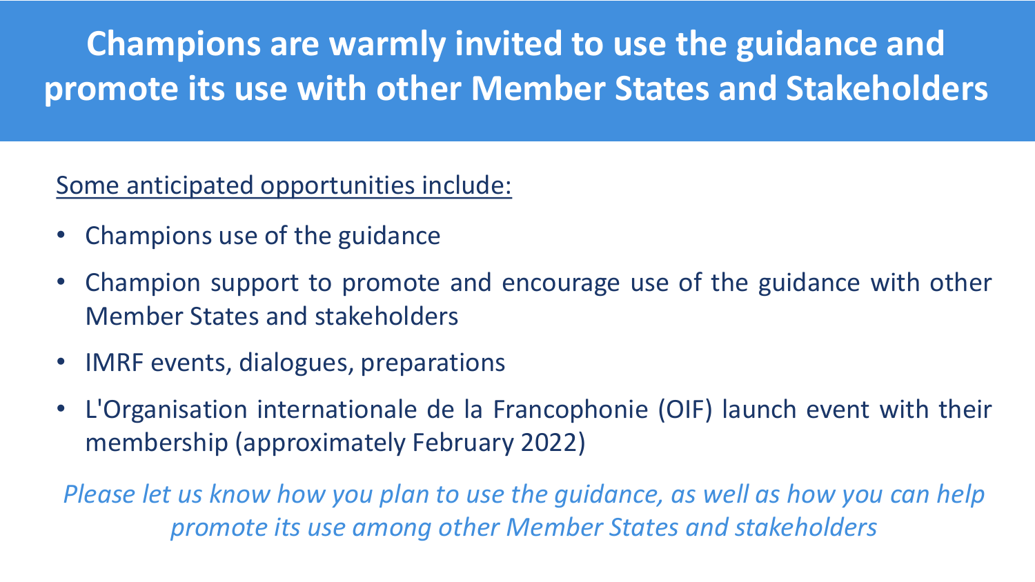# Champions are warmly invited to use the guidance and promote its use with other Member States and Stakeholders

Some anticipated opportunities include:

- Champions use of the guidance
- Champion support to promote and encourage use of the guidance with other Member States and stakeholders
- IMRF events, dialogues, preparations
- L'Organisation internationale de la Francophonie (OIF) launch event with their membership (approximately February 2022)

*Please let us know how you plan to use the guidance, as well as how you can help promote its use among other Member States and stakeholders*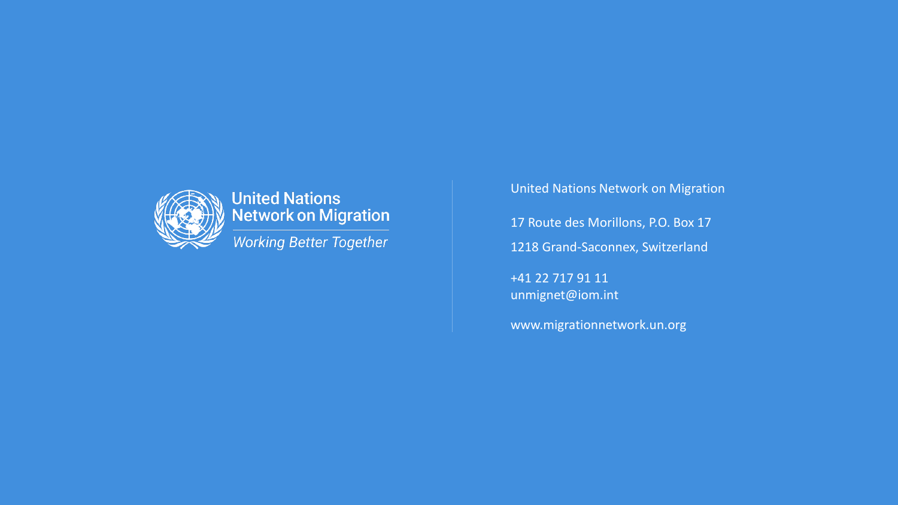United Nations
Network on Migration

*Working Better Together*

United Nations Network on Migration

17 Route des Morillons, P.O. Box 17

1218 Grand-Saconnex, Switzerland

+41 22 717 91 11
unmignet@iom.int

www.migrationnetwork.un.org